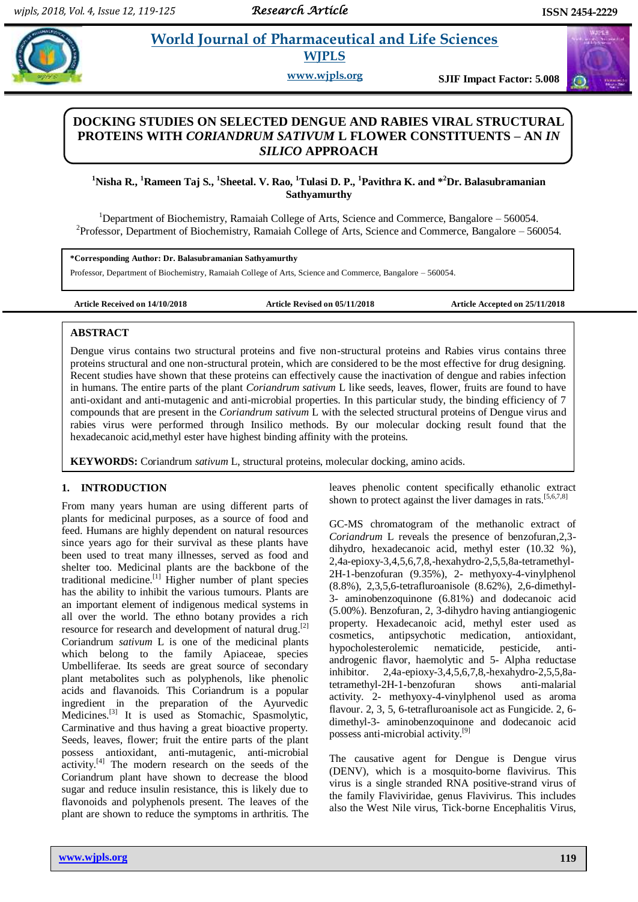# DOCKING STUDIES ON SELECTED DENGUE AND RABIES VIRAL STRUCTURAL PROTEINS WITH *CORIANDRUM SATIVUM* L FLOWER CONSTITUENTS – AN *IN SILICO* APPROACH

[1]Nisha R., [1]Rameen Taj S., [1]Sheetal. V. Rao, [1]Tulasi D. P., [1]Pavithra K. and *[2]Dr. Balasubramanian Sathyamurthy

[1]Department of Biochemistry, Ramaiah College of Arts, Science and Commerce, Bangalore – 560054.
[2]Professor, Department of Biochemistry, Ramaiah College of Arts, Science and Commerce, Bangalore – 560054.

**\*Corresponding Author: Dr. Balasubramanian Sathyamurthy**
Professor, Department of Biochemistry, Ramaiah College of Arts, Science and Commerce, Bangalore – 560054.

**Article Received on 14/10/2018** **Article Revised on 05/11/2018** **Article Accepted on 25/11/2018**

## ABSTRACT

Dengue virus contains two structural proteins and five non-structural proteins and Rabies virus contains three proteins structural and one non-structural protein, which are considered to be the most effective for drug designing. Recent studies have shown that these proteins can effectively cause the inactivation of dengue and rabies infection in humans. The entire parts of the plant *Coriandrum sativum* L like seeds, leaves, flower, fruits are found to have anti-oxidant and anti-mutagenic and anti-microbial properties. In this particular study, the binding efficiency of 7 compounds that are present in the *Coriandrum sativum* L with the selected structural proteins of Dengue virus and rabies virus were performed through Insilico methods. By our molecular docking result found that the hexadecanoic acid,methyl ester have highest binding affinity with the proteins.

**KEYWORDS:** Coriandrum *sativum* L, structural proteins, molecular docking, amino acids.

## 1. INTRODUCTION

From many years human are using different parts of plants for medicinal purposes, as a source of food and feed. Humans are highly dependent on natural resources since years ago for their survival as these plants have been used to treat many illnesses, served as food and shelter too. Medicinal plants are the backbone of the traditional medicine.[1] Higher number of plant species has the ability to inhibit the various tumours. Plants are an important element of indigenous medical systems in all over the world. The ethno botany provides a rich resource for research and development of natural drug.[2] Coriandrum *sativum* L is one of the medicinal plants which belong to the family Apiaceae, species Umbelliferae. Its seeds are great source of secondary plant metabolites such as polyphenols, like phenolic acids and flavanoids. This Coriandrum is a popular ingredient in the preparation of the Ayurvedic Medicines.[3] It is used as Stomachic, Spasmolytic, Carminative and thus having a great bioactive property. Seeds, leaves, flower; fruit the entire parts of the plant possess antioxidant, anti-mutagenic, anti-microbial activity.[4] The modern research on the seeds of the Coriandrum plant have shown to decrease the blood sugar and reduce insulin resistance, this is likely due to flavonoids and polyphenols present. The leaves of the plant are shown to reduce the symptoms in arthritis. The leaves phenolic content specifically ethanolic extract shown to protect against the liver damages in rats.[5,6,7,8]

GC-MS chromatogram of the methanolic extract of *Coriandrum* L reveals the presence of benzofuran,2,3-dihydro, hexadecanoic acid, methyl ester (10.32 %), 2,4a-epioxy-3,4,5,6,7,8,-hexahydro-2,5,5,8a-tetramethyl-2H-1-benzofuran (9.35%), 2- methyoxy-4-vinylphenol (8.8%), 2,3,5,6-tetrafluroanisole (8.62%), 2,6-dimethyl-3- aminobenzoquinone (6.81%) and dodecanoic acid (5.00%). Benzofuran, 2, 3-dihydro having antiangiogenic property. Hexadecanoic acid, methyl ester used as cosmetics, antipsychotic medication, antioxidant, hypocholesterolemic nematicide, pesticide, anti-androgenic flavor, haemolytic and 5- Alpha reductase inhibitor. 2,4a-epioxy-3,4,5,6,7,8,-hexahydro-2,5,5,8a-tetramethyl-2H-1-benzofuran shows anti-malarial activity. 2- methyoxy-4-vinylphenol used as aroma flavour. 2, 3, 5, 6-tetrafluroanisole act as Fungicide. 2, 6-dimethyl-3- aminobenzoquinone and dodecanoic acid possess anti-microbial activity.[9]

The causative agent for Dengue is Dengue virus (DENV), which is a mosquito-borne flavivirus. This virus is a single stranded RNA positive-strand virus of the family Flaviviridae, genus Flavivirus. This includes also the West Nile virus, Tick-borne Encephalitis Virus,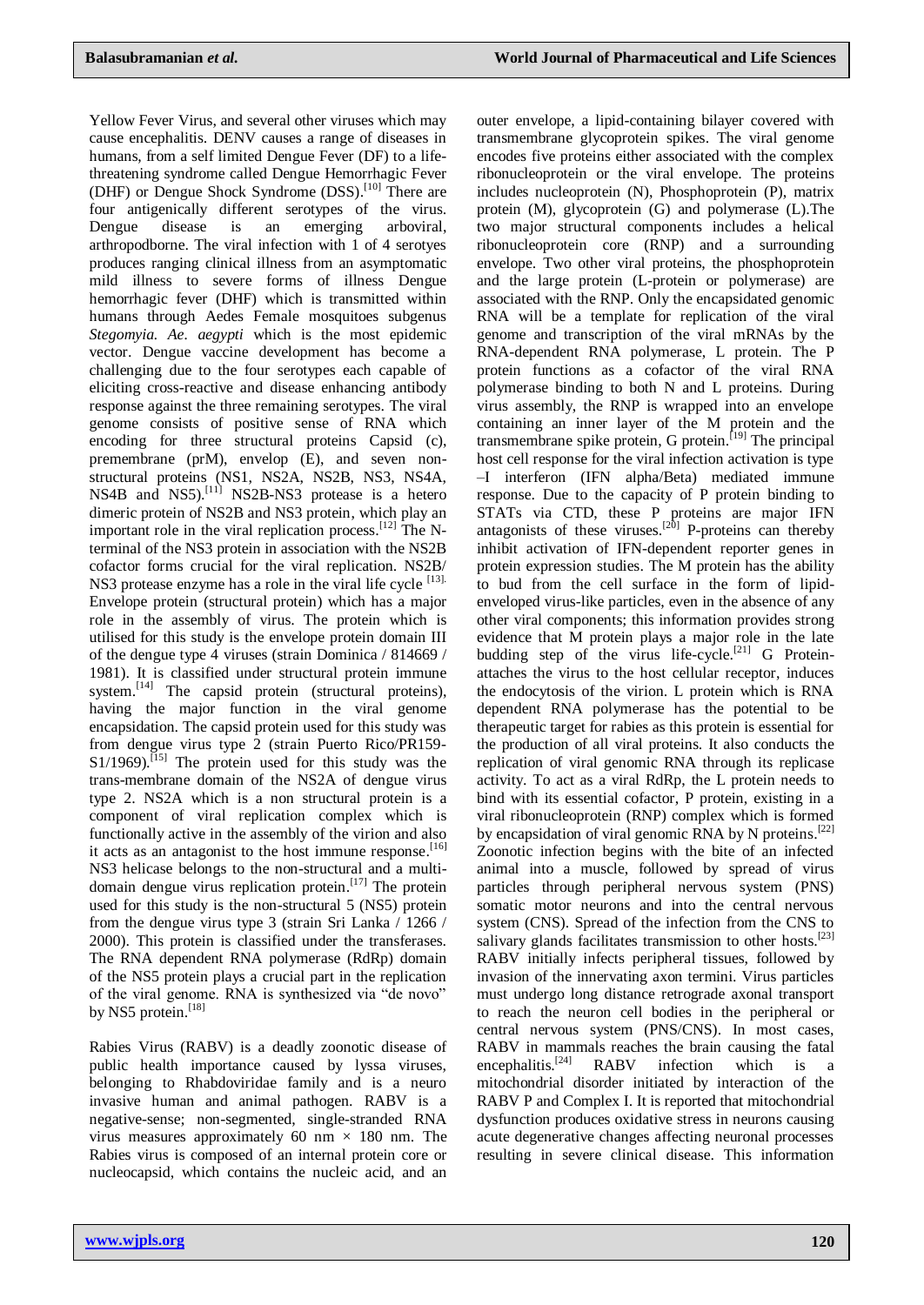Yellow Fever Virus, and several other viruses which may cause encephalitis. DENV causes a range of diseases in humans, from a self limited Dengue Fever (DF) to a life-threatening syndrome called Dengue Hemorrhagic Fever (DHF) or Dengue Shock Syndrome (DSS).[10] There are four antigenically different serotypes of the virus. Dengue disease is an emerging arboviral, arthropodborne. The viral infection with 1 of 4 serotypes produces ranging clinical illness from an asymptomatic mild illness to severe forms of illness Dengue hemorrhagic fever (DHF) which is transmitted within humans through Aedes Female mosquitoes subgenus *Stegomyia. Ae. aegypti* which is the most epidemic vector. Dengue vaccine development has become a challenging due to the four serotypes each capable of eliciting cross-reactive and disease enhancing antibody response against the three remaining serotypes. The viral genome consists of positive sense of RNA which encoding for three structural proteins Capsid (c), premembrane (prM), envelop (E), and seven non-structural proteins (NS1, NS2A, NS2B, NS3, NS4A, NS4B and NS5).[11] NS2B-NS3 protease is a hetero dimeric protein of NS2B and NS3 protein, which play an important role in the viral replication process.[12] The N-terminal of the NS3 protein in association with the NS2B cofactor forms crucial for the viral replication. NS2B/ NS3 protease enzyme has a role in the viral life cycle [13]. Envelope protein (structural protein) which has a major role in the assembly of virus. The protein which is utilised for this study is the envelope protein domain III of the dengue type 4 viruses (strain Dominica / 814669 / 1981). It is classified under structural protein immune system.[14] The capsid protein (structural proteins), having the major function in the viral genome encapsidation. The capsid protein used for this study was from dengue virus type 2 (strain Puerto Rico/PR159-S1/1969).[15] The protein used for this study was the trans-membrane domain of the NS2A of dengue virus type 2. NS2A which is a non structural protein is a component of viral replication complex which is functionally active in the assembly of the virion and also it acts as an antagonist to the host immune response.[16] NS3 helicase belongs to the non-structural and a multi-domain dengue virus replication protein.[17] The protein used for this study is the non-structural 5 (NS5) protein from the dengue virus type 3 (strain Sri Lanka / 1266 / 2000). This protein is classified under the transferases. The RNA dependent RNA polymerase (RdRp) domain of the NS5 protein plays a crucial part in the replication of the viral genome. RNA is synthesized via "de novo" by NS5 protein.[18]

Rabies Virus (RABV) is a deadly zoonotic disease of public health importance caused by lyssa viruses, belonging to Rhabdoviridae family and is a neuro invasive human and animal pathogen. RABV is a negative-sense; non-segmented, single-stranded RNA virus measures approximately 60 nm × 180 nm. The Rabies virus is composed of an internal protein core or nucleocapsid, which contains the nucleic acid, and an outer envelope, a lipid-containing bilayer covered with transmembrane glycoprotein spikes. The viral genome encodes five proteins either associated with the complex ribonucleoprotein or the viral envelope. The proteins includes nucleoprotein (N), Phosphoprotein (P), matrix protein (M), glycoprotein (G) and polymerase (L).The two major structural components includes a helical ribonucleoprotein core (RNP) and a surrounding envelope. Two other viral proteins, the phosphoprotein and the large protein (L-protein or polymerase) are associated with the RNP. Only the encapsidated genomic RNA will be a template for replication of the viral genome and transcription of the viral mRNAs by the RNA-dependent RNA polymerase, L protein. The P protein functions as a cofactor of the viral RNA polymerase binding to both N and L proteins. During virus assembly, the RNP is wrapped into an envelope containing an inner layer of the M protein and the transmembrane spike protein, G protein.[19] The principal host cell response for the viral infection activation is type –I interferon (IFN alpha/Beta) mediated immune response. Due to the capacity of P protein binding to STATs via CTD, these P proteins are major IFN antagonists of these viruses.[20] P-proteins can thereby inhibit activation of IFN-dependent reporter genes in protein expression studies. The M protein has the ability to bud from the cell surface in the form of lipid-enveloped virus-like particles, even in the absence of any other viral components; this information provides strong evidence that M protein plays a major role in the late budding step of the virus life-cycle.[21] G Protein-attaches the virus to the host cellular receptor, induces the endocytosis of the virion. L protein which is RNA dependent RNA polymerase has the potential to be therapeutic target for rabies as this protein is essential for the production of all viral proteins. It also conducts the replication of viral genomic RNA through its replicase activity. To act as a viral RdRp, the L protein needs to bind with its essential cofactor, P protein, existing in a viral ribonucleoprotein (RNP) complex which is formed by encapsidation of viral genomic RNA by N proteins.[22] Zoonotic infection begins with the bite of an infected animal into a muscle, followed by spread of virus particles through peripheral nervous system (PNS) somatic motor neurons and into the central nervous system (CNS). Spread of the infection from the CNS to salivary glands facilitates transmission to other hosts.[23] RABV initially infects peripheral tissues, followed by invasion of the innervating axon termini. Virus particles must undergo long distance retrograde axonal transport to reach the neuron cell bodies in the peripheral or central nervous system (PNS/CNS). In most cases, RABV in mammals reaches the brain causing the fatal encephalitis.[24] RABV infection which is a mitochondrial disorder initiated by interaction of the RABV P and Complex I. It is reported that mitochondrial dysfunction produces oxidative stress in neurons causing acute degenerative changes affecting neuronal processes resulting in severe clinical disease. This information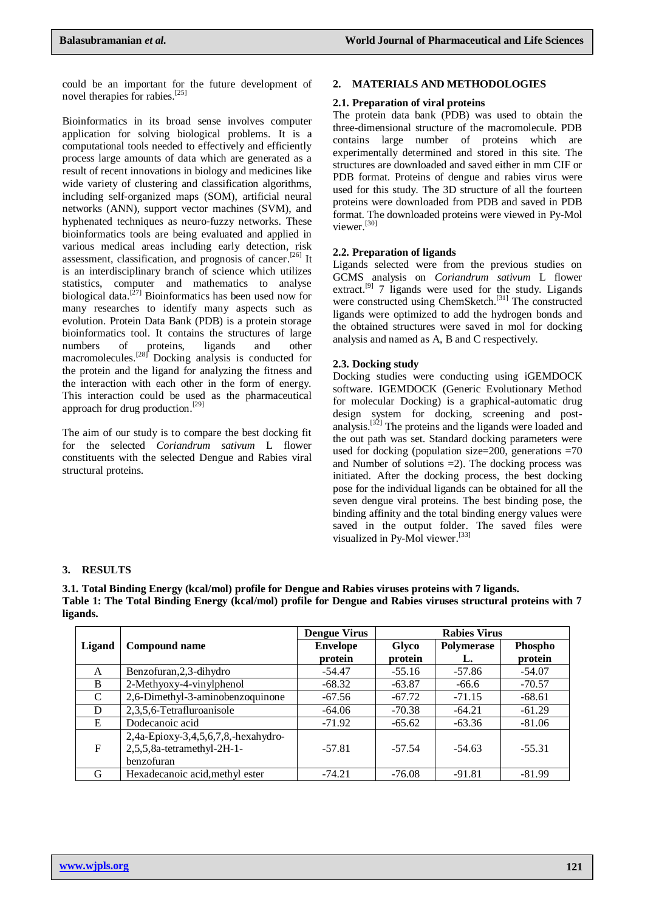could be an important for the future development of novel therapies for rabies.[25]

Bioinformatics in its broad sense involves computer application for solving biological problems. It is a computational tools needed to effectively and efficiently process large amounts of data which are generated as a result of recent innovations in biology and medicines like wide variety of clustering and classification algorithms, including self-organized maps (SOM), artificial neural networks (ANN), support vector machines (SVM), and hyphenated techniques as neuro-fuzzy networks. These bioinformatics tools are being evaluated and applied in various medical areas including early detection, risk assessment, classification, and prognosis of cancer.[26] It is an interdisciplinary branch of science which utilizes statistics, computer and mathematics to analyse biological data.[27] Bioinformatics has been used now for many researches to identify many aspects such as evolution. Protein Data Bank (PDB) is a protein storage bioinformatics tool. It contains the structures of large numbers of proteins, ligands and other macromolecules.[28] Docking analysis is conducted for the protein and the ligand for analyzing the fitness and the interaction with each other in the form of energy. This interaction could be used as the pharmaceutical approach for drug production.[29]

The aim of our study is to compare the best docking fit for the selected *Coriandrum sativum* L flower constituents with the selected Dengue and Rabies viral structural proteins.

## 2. MATERIALS AND METHODOLOGIES

### 2.1. Preparation of viral proteins

The protein data bank (PDB) was used to obtain the three-dimensional structure of the macromolecule. PDB contains large number of proteins which are experimentally determined and stored in this site. The structures are downloaded and saved either in mm CIF or PDB format. Proteins of dengue and rabies virus were used for this study. The 3D structure of all the fourteen proteins were downloaded from PDB and saved in PDB format. The downloaded proteins were viewed in Py-Mol viewer.[30]

### 2.2. Preparation of ligands

Ligands selected were from the previous studies on GCMS analysis on *Coriandrum sativum* L flower extract.[9] 7 ligands were used for the study. Ligands were constructed using ChemSketch.[31] The constructed ligands were optimized to add the hydrogen bonds and the obtained structures were saved in mol for docking analysis and named as A, B and C respectively.

### 2.3. Docking study

Docking studies were conducting using iGEMDOCK software. IGEMDOCK (Generic Evolutionary Method for molecular Docking) is a graphical-automatic drug design system for docking, screening and post-analysis.[32] The proteins and the ligands were loaded and the out path was set. Standard docking parameters were used for docking (population size=200, generations =70 and Number of solutions =2). The docking process was initiated. After the docking process, the best docking pose for the individual ligands can be obtained for all the seven dengue viral proteins. The best binding pose, the binding affinity and the total binding energy values were saved in the output folder. The saved files were visualized in Py-Mol viewer.[33]

## 3. RESULTS

### 3.1. Total Binding Energy (kcal/mol) profile for Dengue and Rabies viruses proteins with 7 ligands.

**Table 1: The Total Binding Energy (kcal/mol) profile for Dengue and Rabies viruses structural proteins with 7 ligands.**

| Ligand | Compound name | Dengue Virus | Rabies Virus | | |
|---|---|---|---|---|---|
| | | Envelope protein | Glyco protein | Polymerase L. | Phospho protein |
| A | Benzofuran,2,3-dihydro | -54.47 | -55.16 | -57.86 | -54.07 |
| B | 2-Methyoxy-4-vinylphenol | -68.32 | -63.87 | -66.6 | -70.57 |
| C | 2,6-Dimethyl-3-aminobenzoquinone | -67.56 | -67.72 | -71.15 | -68.61 |
| D | 2,3,5,6-Tetrafluroanisole | -64.06 | -70.38 | -64.21 | -61.29 |
| E | Dodecanoic acid | -71.92 | -65.62 | -63.36 | -81.06 |
| F | 2,4a-Epioxy-3,4,5,6,7,8,-hexahydro-2,5,5,8a-tetramethyl-2H-1-benzofuran | -57.81 | -57.54 | -54.63 | -55.31 |
| G | Hexadecanoic acid,methyl ester | -74.21 | -76.08 | -91.81 | -81.99 |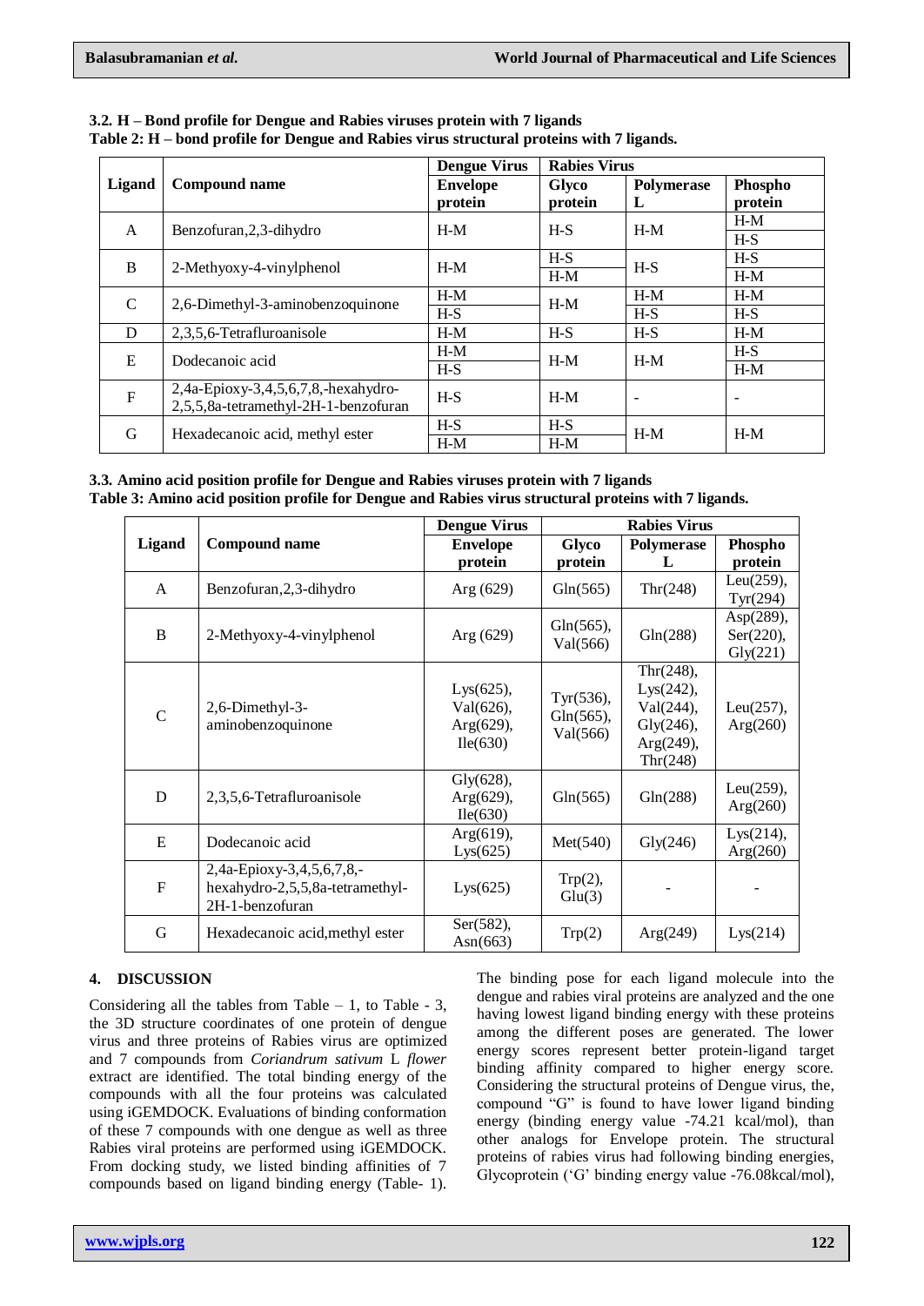**3.2. H – Bond profile for Dengue and Rabies viruses protein with 7 ligands**

**Table 2: H – bond profile for Dengue and Rabies virus structural proteins with 7 ligands.**

| Ligand | Compound name | Dengue Virus | Rabies Virus | | |
|---|---|---|---|---|---|
| | | Envelope protein | Glyco protein | Polymerase L | Phospho protein |
| A | Benzofuran,2,3-dihydro | H-M | H-S | H-M | H-M<br>H-S |
| B | 2-Methyoxy-4-vinylphenol | H-M | H-S<br>H-M | H-S | H-S<br>H-M |
| C | 2,6-Dimethyl-3-aminobenzoquinone | H-M<br>H-S | H-M | H-M<br>H-S | H-M<br>H-S |
| D | 2,3,5,6-Tetrafluroanisole | H-M | H-S | H-S | H-M |
| E | Dodecanoic acid | H-M<br>H-S | H-M | H-M | H-S<br>H-M |
| F | 2,4a-Epioxy-3,4,5,6,7,8,-hexahydro-2,5,5,8a-tetramethyl-2H-1-benzofuran | H-S | H-M | - | - |
| G | Hexadecanoic acid, methyl ester | H-S<br>H-M | H-S<br>H-M | H-M | H-M |

**3.3. Amino acid position profile for Dengue and Rabies viruses protein with 7 ligands**

**Table 3: Amino acid position profile for Dengue and Rabies virus structural proteins with 7 ligands.**

| Ligand | Compound name | Dengue Virus | Rabies Virus | | |
|---|---|---|---|---|---|
| | | Envelope protein | Glyco protein | Polymerase L | Phospho protein |
| A | Benzofuran,2,3-dihydro | Arg (629) | Gln(565) | Thr(248) | Leu(259), Tyr(294) |
| B | 2-Methyoxy-4-vinylphenol | Arg (629) | Gln(565), Val(566) | Gln(288) | Asp(289), Ser(220), Gly(221) |
| C | 2,6-Dimethyl-3-aminobenzoquinone | Lys(625), Val(626), Arg(629), Ile(630) | Tyr(536), Gln(565), Val(566) | Thr(248), Lys(242), Val(244), Gly(246), Arg(249), Thr(248) | Leu(257), Arg(260) |
| D | 2,3,5,6-Tetrafluroanisole | Gly(628), Arg(629), Ile(630) | Gln(565) | Gln(288) | Leu(259), Arg(260) |
| E | Dodecanoic acid | Arg(619), Lys(625) | Met(540) | Gly(246) | Lys(214), Arg(260) |
| F | 2,4a-Epioxy-3,4,5,6,7,8,-hexahydro-2,5,5,8a-tetramethyl-2H-1-benzofuran | Lys(625) | Trp(2), Glu(3) | - | - |
| G | Hexadecanoic acid,methyl ester | Ser(582), Asn(663) | Trp(2) | Arg(249) | Lys(214) |

## 4. DISCUSSION

Considering all the tables from Table – 1, to Table - 3, the 3D structure coordinates of one protein of dengue virus and three proteins of Rabies virus are optimized and 7 compounds from *Coriandrum sativum* L *flower* extract are identified. The total binding energy of the compounds with all the four proteins was calculated using iGEMDOCK. Evaluations of binding conformation of these 7 compounds with one dengue as well as three Rabies viral proteins are performed using iGEMDOCK. From docking study, we listed binding affinities of 7 compounds based on ligand binding energy (Table- 1). The binding pose for each ligand molecule into the dengue and rabies viral proteins are analyzed and the one having lowest ligand binding energy with these proteins among the different poses are generated. The lower energy scores represent better protein-ligand target binding affinity compared to higher energy score. Considering the structural proteins of Dengue virus, the, compound "G" is found to have lower ligand binding energy (binding energy value -74.21 kcal/mol), than other analogs for Envelope protein. The structural proteins of rabies virus had following binding energies, Glycoprotein ('G' binding energy value -76.08kcal/mol),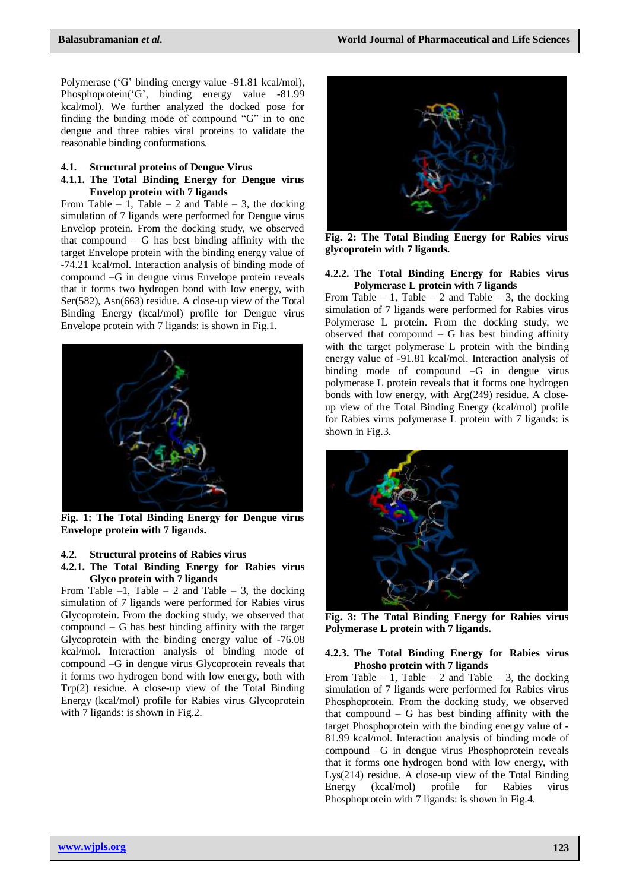Polymerase ('G' binding energy value -91.81 kcal/mol), Phosphoprotein('G', binding energy value -81.99 kcal/mol). We further analyzed the docked pose for finding the binding mode of compound "G" in to one dengue and three rabies viral proteins to validate the reasonable binding conformations.

### 4.1. Structural proteins of Dengue Virus

#### 4.1.1. The Total Binding Energy for Dengue virus Envelop protein with 7 ligands

From Table – 1, Table – 2 and Table – 3, the docking simulation of 7 ligands were performed for Dengue virus Envelop protein. From the docking study, we observed that compound – G has best binding affinity with the target Envelope protein with the binding energy value of -74.21 kcal/mol. Interaction analysis of binding mode of compound –G in dengue virus Envelope protein reveals that it forms two hydrogen bond with low energy, with Ser(582), Asn(663) residue. A close-up view of the Total Binding Energy (kcal/mol) profile for Dengue virus Envelope protein with 7 ligands: is shown in Fig.1.

**Fig. 1: The Total Binding Energy for Dengue virus Envelope protein with 7 ligands.**

### 4.2. Structural proteins of Rabies virus

#### 4.2.1. The Total Binding Energy for Rabies virus Glyco protein with 7 ligands

From Table –1, Table – 2 and Table – 3, the docking simulation of 7 ligands were performed for Rabies virus Glycoprotein. From the docking study, we observed that compound – G has best binding affinity with the target Glycoprotein with the binding energy value of -76.08 kcal/mol. Interaction analysis of binding mode of compound –G in dengue virus Glycoprotein reveals that it forms two hydrogen bond with low energy, both with Trp(2) residue. A close-up view of the Total Binding Energy (kcal/mol) profile for Rabies virus Glycoprotein with 7 ligands: is shown in Fig.2.

**Fig. 2: The Total Binding Energy for Rabies virus glycoprotein with 7 ligands.**

#### 4.2.2. The Total Binding Energy for Rabies virus Polymerase L protein with 7 ligands

From Table – 1, Table – 2 and Table – 3, the docking simulation of 7 ligands were performed for Rabies virus Polymerase L protein. From the docking study, we observed that compound – G has best binding affinity with the target polymerase L protein with the binding energy value of -91.81 kcal/mol. Interaction analysis of binding mode of compound –G in dengue virus polymerase L protein reveals that it forms one hydrogen bonds with low energy, with Arg(249) residue. A close-up view of the Total Binding Energy (kcal/mol) profile for Rabies virus polymerase L protein with 7 ligands: is shown in Fig.3.

**Fig. 3: The Total Binding Energy for Rabies virus Polymerase L protein with 7 ligands.**

#### 4.2.3. The Total Binding Energy for Rabies virus Phosho protein with 7 ligands

From Table – 1, Table – 2 and Table – 3, the docking simulation of 7 ligands were performed for Rabies virus Phosphoprotein. From the docking study, we observed that compound – G has best binding affinity with the target Phosphoprotein with the binding energy value of -81.99 kcal/mol. Interaction analysis of binding mode of compound –G in dengue virus Phosphoprotein reveals that it forms one hydrogen bond with low energy, with Lys(214) residue. A close-up view of the Total Binding Energy (kcal/mol) profile for Rabies virus Phosphoprotein with 7 ligands: is shown in Fig.4.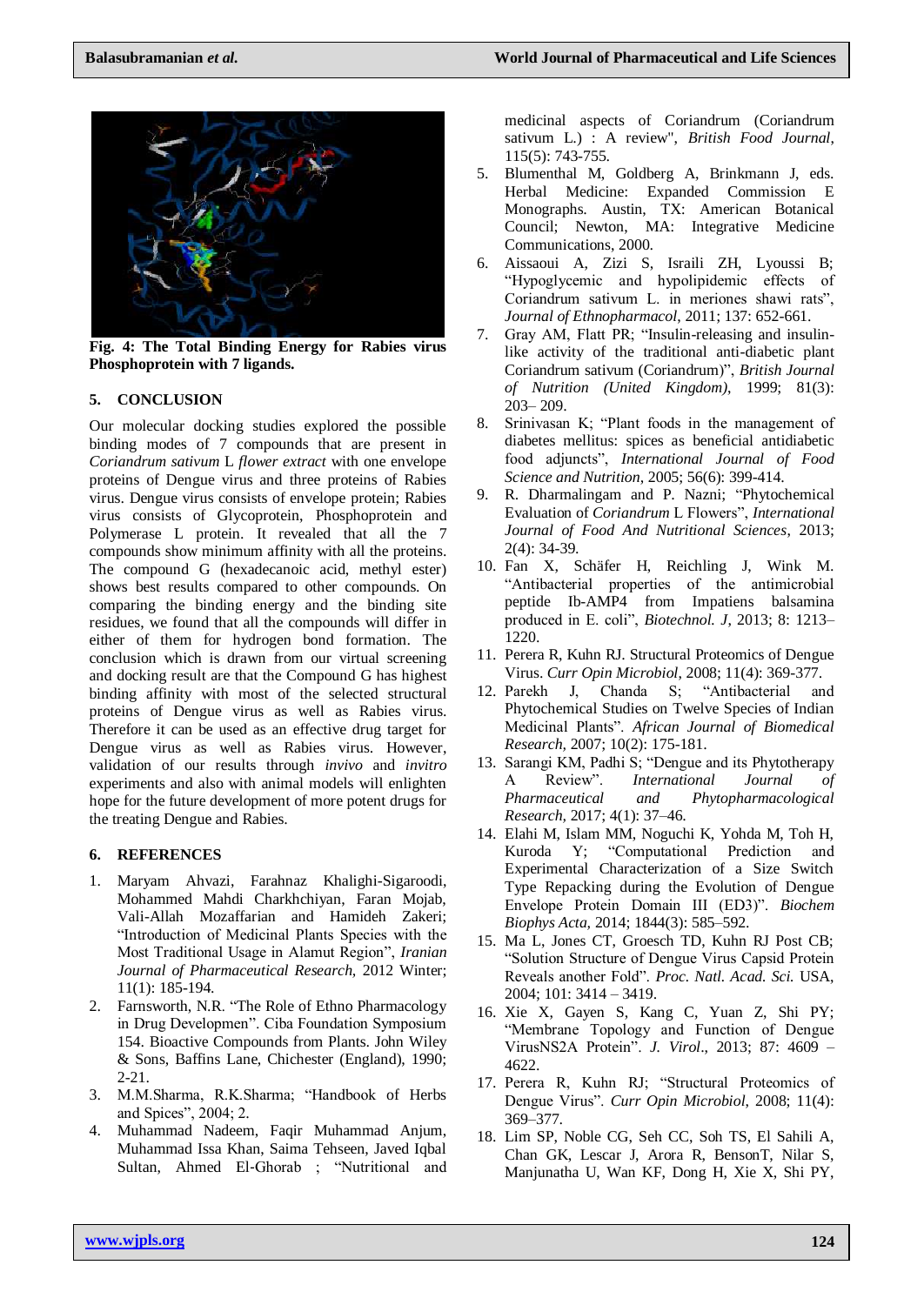**Fig. 4: The Total Binding Energy for Rabies virus Phosphoprotein with 7 ligands.**

## 5. CONCLUSION

Our molecular docking studies explored the possible binding modes of 7 compounds that are present in *Coriandrum sativum* L *flower extract* with one envelope proteins of Dengue virus and three proteins of Rabies virus. Dengue virus consists of envelope protein; Rabies virus consists of Glycoprotein, Phosphoprotein and Polymerase L protein. It revealed that all the 7 compounds show minimum affinity with all the proteins. The compound G (hexadecanoic acid, methyl ester) shows best results compared to other compounds. On comparing the binding energy and the binding site residues, we found that all the compounds will differ in either of them for hydrogen bond formation. The conclusion which is drawn from our virtual screening and docking result are that the Compound G has highest binding affinity with most of the selected structural proteins of Dengue virus as well as Rabies virus. Therefore it can be used as an effective drug target for Dengue virus as well as Rabies virus. However, validation of our results through *invivo* and *invitro* experiments and also with animal models will enlighten hope for the future development of more potent drugs for the treating Dengue and Rabies.

## 6. REFERENCES

1. Maryam Ahvazi, Farahnaz Khalighi-Sigaroodi, Mohammed Mahdi Charkhchiyan, Faran Mojab, Vali-Allah Mozaffarian and Hamideh Zakeri; "Introduction of Medicinal Plants Species with the Most Traditional Usage in Alamut Region", *Iranian Journal of Pharmaceutical Research*, 2012 Winter; 11(1): 185-194.
2. Farnsworth, N.R. "The Role of Ethno Pharmacology in Drug Developmen". Ciba Foundation Symposium 154. Bioactive Compounds from Plants. John Wiley & Sons, Baffins Lane, Chichester (England), 1990; 2-21.
3. M.M.Sharma, R.K.Sharma; "Handbook of Herbs and Spices", 2004; 2.
4. Muhammad Nadeem, Faqir Muhammad Anjum, Muhammad Issa Khan, Saima Tehseen, Javed Iqbal Sultan, Ahmed El-Ghorab ; "Nutritional and medicinal aspects of Coriandrum (Coriandrum sativum L.) : A review", *British Food Journal*, 115(5): 743-755.
5. Blumenthal M, Goldberg A, Brinkmann J, eds. Herbal Medicine: Expanded Commission E Monographs. Austin, TX: American Botanical Council; Newton, MA: Integrative Medicine Communications, 2000.
6. Aissaoui A, Zizi S, Israili ZH, Lyoussi B; "Hypoglycemic and hypolipidemic effects of Coriandrum sativum L. in meriones shawi rats", *Journal of Ethnopharmacol*, 2011; 137: 652-661.
7. Gray AM, Flatt PR; "Insulin-releasing and insulin-like activity of the traditional anti-diabetic plant Coriandrum sativum (Coriandrum)", *British Journal of Nutrition (United Kingdom)*, 1999; 81(3): 203– 209.
8. Srinivasan K; "Plant foods in the management of diabetes mellitus: spices as beneficial antidiabetic food adjuncts", *International Journal of Food Science and Nutrition*, 2005; 56(6): 399-414.
9. R. Dharmalingam and P. Nazni; "Phytochemical Evaluation of *Coriandrum* L Flowers", *International Journal of Food And Nutritional Sciences*, 2013; 2(4): 34-39.
10. Fan X, Schäfer H, Reichling J, Wink M. "Antibacterial properties of the antimicrobial peptide Ib-AMP4 from Impatiens balsamina produced in E. coli", *Biotechnol. J*, 2013; 8: 1213–1220.
11. Perera R, Kuhn RJ. Structural Proteomics of Dengue Virus. *Curr Opin Microbiol*, 2008; 11(4): 369-377.
12. Parekh J, Chanda S; "Antibacterial and Phytochemical Studies on Twelve Species of Indian Medicinal Plants". *African Journal of Biomedical Research*, 2007; 10(2): 175-181.
13. Sarangi KM, Padhi S; "Dengue and its Phytotherapy A Review". *International Journal of Pharmaceutical and Phytopharmacological Research*, 2017; 4(1): 37–46.
14. Elahi M, Islam MM, Noguchi K, Yohda M, Toh H, Kuroda Y; "Computational Prediction and Experimental Characterization of a Size Switch Type Repacking during the Evolution of Dengue Envelope Protein Domain III (ED3)". *Biochem Biophys Acta*, 2014; 1844(3): 585–592.
15. Ma L, Jones CT, Groesch TD, Kuhn RJ Post CB; "Solution Structure of Dengue Virus Capsid Protein Reveals another Fold". *Proc. Natl. Acad. Sci.* USA, 2004; 101: 3414 – 3419.
16. Xie X, Gayen S, Kang C, Yuan Z, Shi PY; "Membrane Topology and Function of Dengue VirusNS2A Protein". *J. Virol*., 2013; 87: 4609 – 4622.
17. Perera R, Kuhn RJ; "Structural Proteomics of Dengue Virus". *Curr Opin Microbiol*, 2008; 11(4): 369–377.
18. Lim SP, Noble CG, Seh CC, Soh TS, El Sahili A, Chan GK, Lescar J, Arora R, BensonT, Nilar S, Manjunatha U, Wan KF, Dong H, Xie X, Shi PY,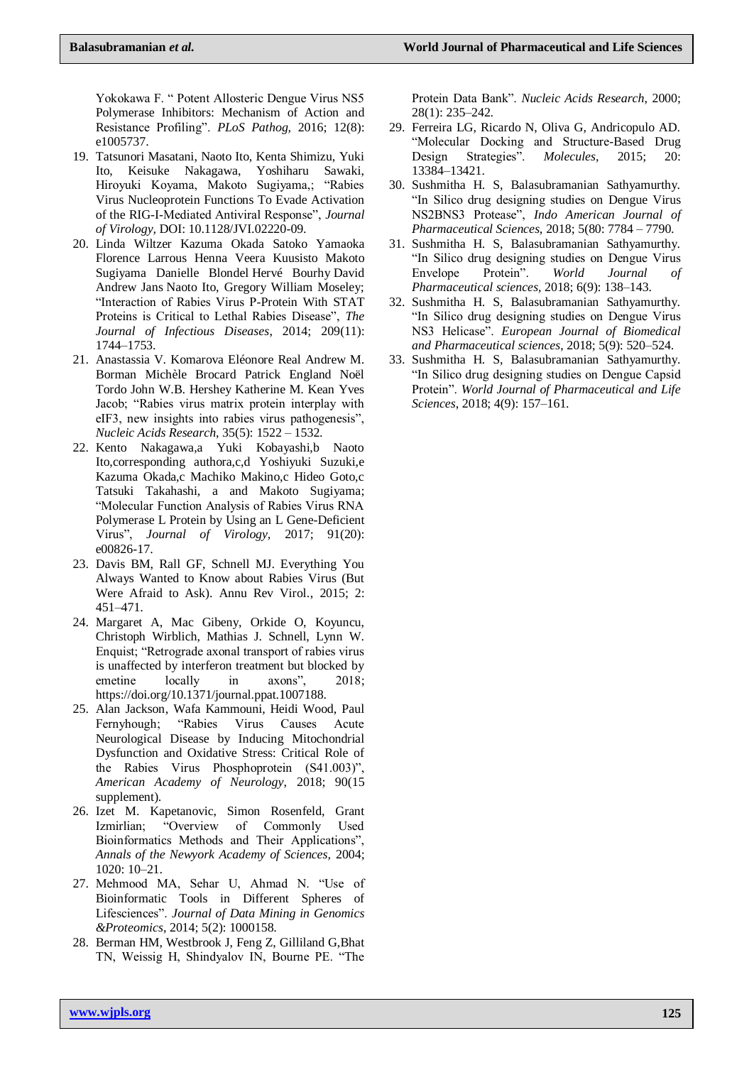Yokokawa F. " Potent Allosteric Dengue Virus NS5 Polymerase Inhibitors: Mechanism of Action and Resistance Profiling". *PLoS Pathog,* 2016; 12(8): e1005737.

19. Tatsunori Masatani, Naoto Ito, Kenta Shimizu, Yuki Ito, Keisuke Nakagawa, Yoshiharu Sawaki, Hiroyuki Koyama, Makoto Sugiyama,; "Rabies Virus Nucleoprotein Functions To Evade Activation of the RIG-I-Mediated Antiviral Response", *Journal of Virology,* DOI: 10.1128/JVI.02220-09.
20. Linda Wiltzer Kazuma Okada Satoko Yamaoka Florence Larrous Henna Veera Kuusisto Makoto Sugiyama Danielle Blondel Hervé Bourhy David Andrew Jans Naoto Ito, Gregory William Moseley; "Interaction of Rabies Virus P-Protein With STAT Proteins is Critical to Lethal Rabies Disease", *The Journal of Infectious Diseases*, 2014; 209(11): 1744–1753.
21. Anastassia V. Komarova Eléonore Real Andrew M. Borman Michèle Brocard Patrick England Noël Tordo John W.B. Hershey Katherine M. Kean Yves Jacob; "Rabies virus matrix protein interplay with eIF3, new insights into rabies virus pathogenesis", *Nucleic Acids Research*, 35(5): 1522 – 1532.
22. Kento Nakagawa,a Yuki Kobayashi,b Naoto Ito,corresponding authora,c,d Yoshiyuki Suzuki,e Kazuma Okada,c Machiko Makino,c Hideo Goto,c Tatsuki Takahashi, a and Makoto Sugiyama; "Molecular Function Analysis of Rabies Virus RNA Polymerase L Protein by Using an L Gene-Deficient Virus", *Journal of Virology,* 2017; 91(20): e00826-17.
23. Davis BM, Rall GF, Schnell MJ. Everything You Always Wanted to Know about Rabies Virus (But Were Afraid to Ask). Annu Rev Virol., 2015; 2: 451–471.
24. Margaret A, Mac Gibeny, Orkide O, Koyuncu, Christoph Wirblich, Mathias J. Schnell, Lynn W. Enquist; "Retrograde axonal transport of rabies virus is unaffected by interferon treatment but blocked by emetine locally in axons", 2018; https://doi.org/10.1371/journal.ppat.1007188.
25. Alan Jackson, Wafa Kammouni, Heidi Wood, Paul Fernyhough; "Rabies Virus Causes Acute Neurological Disease by Inducing Mitochondrial Dysfunction and Oxidative Stress: Critical Role of the Rabies Virus Phosphoprotein (S41.003)", *American Academy of Neurology*, 2018; 90(15 supplement).
26. Izet M. Kapetanovic, Simon Rosenfeld, Grant Izmirlian; "Overview of Commonly Used Bioinformatics Methods and Their Applications", *Annals of the Newyork Academy of Sciences,* 2004; 1020: 10–21.
27. Mehmood MA, Sehar U, Ahmad N. "Use of Bioinformatic Tools in Different Spheres of Lifesciences". *Journal of Data Mining in Genomics &Proteomics*, 2014; 5(2): 1000158.
28. Berman HM, Westbrook J, Feng Z, Gilliland G,Bhat TN, Weissig H, Shindyalov IN, Bourne PE. "The Protein Data Bank". *Nucleic Acids Research,* 2000; 28(1): 235–242.
29. Ferreira LG, Ricardo N, Oliva G, Andricopulo AD. "Molecular Docking and Structure-Based Drug Design Strategies". *Molecules*, 2015; 20: 13384–13421.
30. Sushmitha H. S, Balasubramanian Sathyamurthy. "In Silico drug designing studies on Dengue Virus NS2BNS3 Protease", *Indo American Journal of Pharmaceutical Sciences*, 2018; 5(80: 7784 – 7790.
31. Sushmitha H. S, Balasubramanian Sathyamurthy. "In Silico drug designing studies on Dengue Virus Envelope Protein". *World Journal of Pharmaceutical sciences*, 2018; 6(9): 138–143.
32. Sushmitha H. S, Balasubramanian Sathyamurthy. "In Silico drug designing studies on Dengue Virus NS3 Helicase". *European Journal of Biomedical and Pharmaceutical sciences,* 2018; 5(9): 520–524.
33. Sushmitha H. S, Balasubramanian Sathyamurthy. "In Silico drug designing studies on Dengue Capsid Protein". *World Journal of Pharmaceutical and Life Sciences*, 2018; 4(9): 157–161.